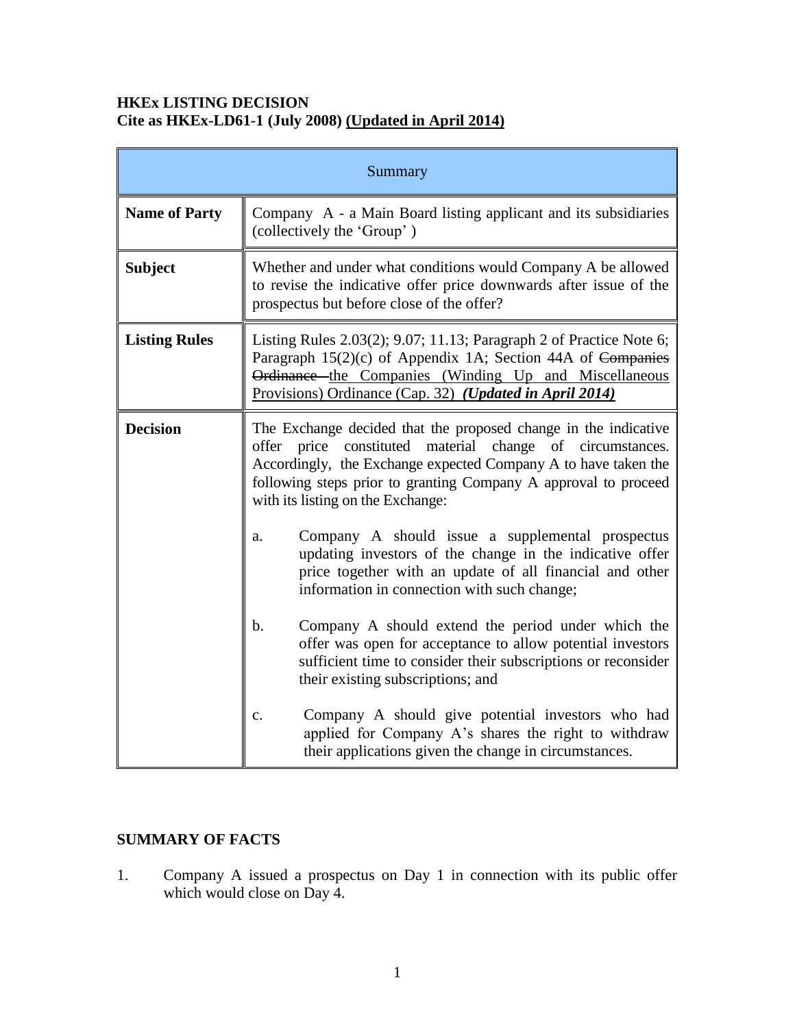**HKEx LISTING DECISION**
**Cite as HKEx-LD61-1 (July 2008) <u>(Updated in April 2014)</u>**

| Summary | |
|---|---|
| **Name of Party** | Company A - a Main Board listing applicant and its subsidiaries (collectively the 'Group') |
| **Subject** | Whether and under what conditions would Company A be allowed to revise the indicative offer price downwards after issue of the prospectus but before close of the offer? |
| **Listing Rules** | Listing Rules 2.03(2); 9.07; 11.13; Paragraph 2 of Practice Note 6; Paragraph 15(2)(c) of Appendix 1A; Section 44A of ~~Companies Ordinance~~ <u>the Companies (Winding Up and Miscellaneous Provisions) Ordinance (Cap. 32)</u> <u>***(Updated in April 2014)***</u> |
| **Decision** | The Exchange decided that the proposed change in the indicative offer price constituted material change of circumstances. Accordingly, the Exchange expected Company A to have taken the following steps prior to granting Company A approval to proceed with its listing on the Exchange:<br><br>a. Company A should issue a supplemental prospectus updating investors of the change in the indicative offer price together with an update of all financial and other information in connection with such change;<br><br>b. Company A should extend the period under which the offer was open for acceptance to allow potential investors sufficient time to consider their subscriptions or reconsider their existing subscriptions; and<br><br>c. Company A should give potential investors who had applied for Company A's shares the right to withdraw their applications given the change in circumstances. |

**SUMMARY OF FACTS**

1. Company A issued a prospectus on Day 1 in connection with its public offer which would close on Day 4.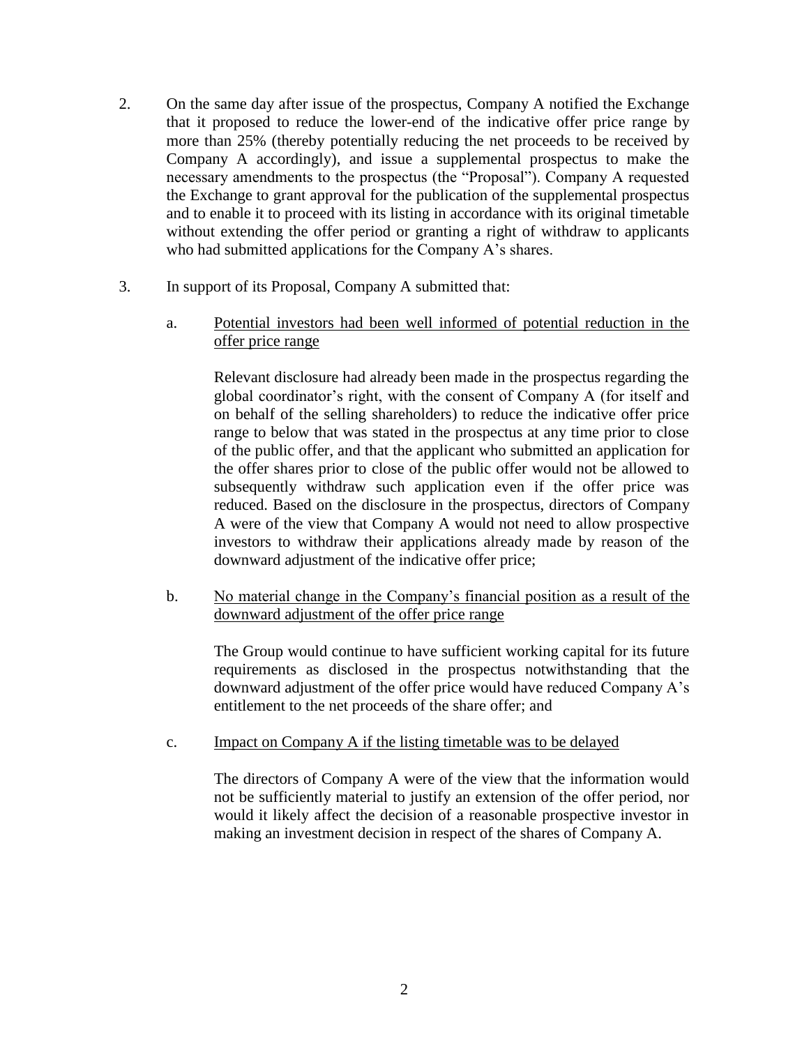2. On the same day after issue of the prospectus, Company A notified the Exchange that it proposed to reduce the lower-end of the indicative offer price range by more than 25% (thereby potentially reducing the net proceeds to be received by Company A accordingly), and issue a supplemental prospectus to make the necessary amendments to the prospectus (the "Proposal"). Company A requested the Exchange to grant approval for the publication of the supplemental prospectus and to enable it to proceed with its listing in accordance with its original timetable without extending the offer period or granting a right of withdraw to applicants who had submitted applications for the Company A's shares.

3. In support of its Proposal, Company A submitted that:

   a. <u>Potential investors had been well informed of potential reduction in the offer price range</u>

      Relevant disclosure had already been made in the prospectus regarding the global coordinator's right, with the consent of Company A (for itself and on behalf of the selling shareholders) to reduce the indicative offer price range to below that was stated in the prospectus at any time prior to close of the public offer, and that the applicant who submitted an application for the offer shares prior to close of the public offer would not be allowed to subsequently withdraw such application even if the offer price was reduced. Based on the disclosure in the prospectus, directors of Company A were of the view that Company A would not need to allow prospective investors to withdraw their applications already made by reason of the downward adjustment of the indicative offer price;

   b. <u>No material change in the Company's financial position as a result of the downward adjustment of the offer price range</u>

      The Group would continue to have sufficient working capital for its future requirements as disclosed in the prospectus notwithstanding that the downward adjustment of the offer price would have reduced Company A's entitlement to the net proceeds of the share offer; and

   c. <u>Impact on Company A if the listing timetable was to be delayed</u>

      The directors of Company A were of the view that the information would not be sufficiently material to justify an extension of the offer period, nor would it likely affect the decision of a reasonable prospective investor in making an investment decision in respect of the shares of Company A.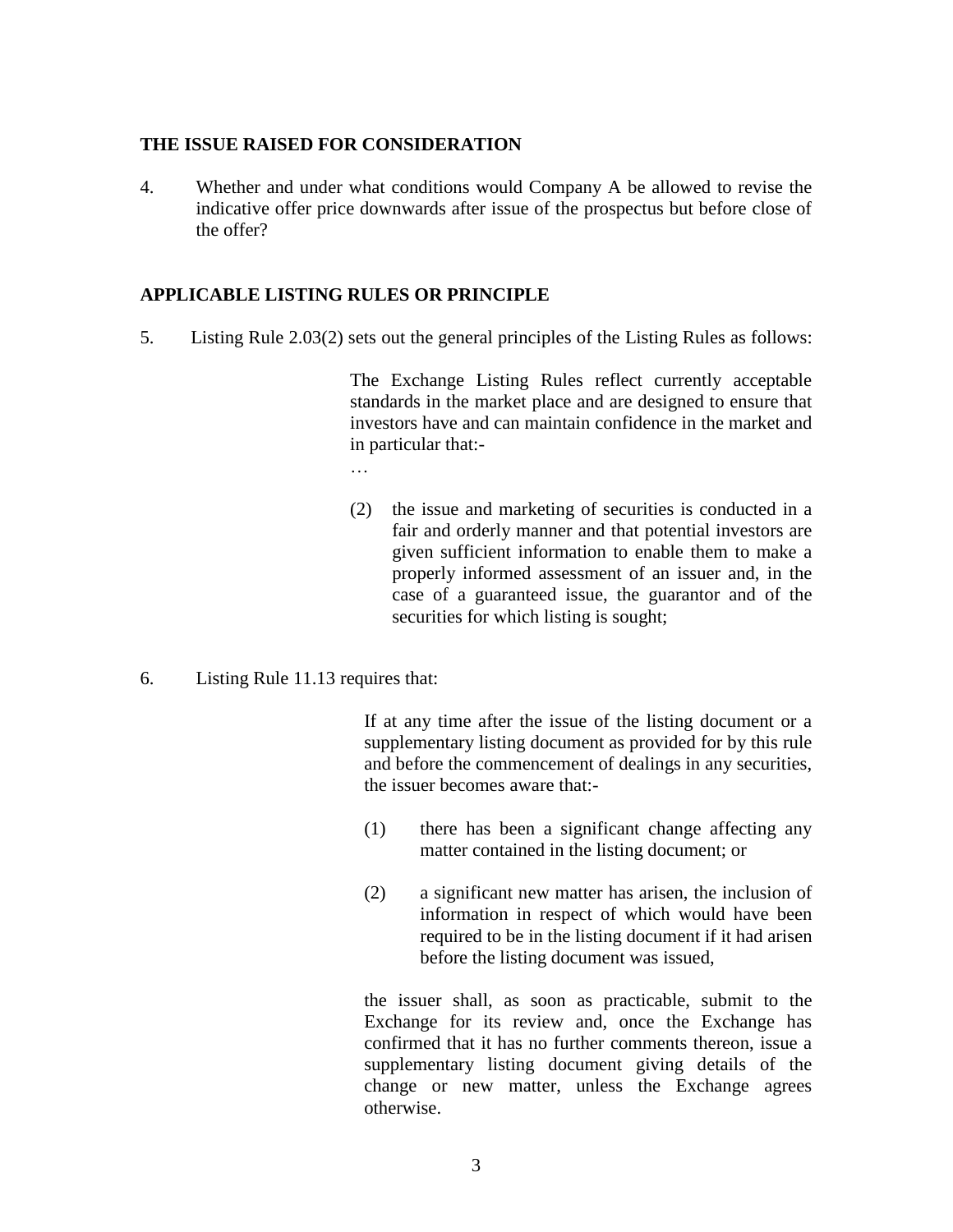## THE ISSUE RAISED FOR CONSIDERATION

4. Whether and under what conditions would Company A be allowed to revise the indicative offer price downwards after issue of the prospectus but before close of the offer?

## APPLICABLE LISTING RULES OR PRINCIPLE

5. Listing Rule 2.03(2) sets out the general principles of the Listing Rules as follows:

> The Exchange Listing Rules reflect currently acceptable standards in the market place and are designed to ensure that investors have and can maintain confidence in the market and in particular that:-
>
> …
>
> (2) the issue and marketing of securities is conducted in a fair and orderly manner and that potential investors are given sufficient information to enable them to make a properly informed assessment of an issuer and, in the case of a guaranteed issue, the guarantor and of the securities for which listing is sought;

6. Listing Rule 11.13 requires that:

> If at any time after the issue of the listing document or a supplementary listing document as provided for by this rule and before the commencement of dealings in any securities, the issuer becomes aware that:-
>
> (1) there has been a significant change affecting any matter contained in the listing document; or
>
> (2) a significant new matter has arisen, the inclusion of information in respect of which would have been required to be in the listing document if it had arisen before the listing document was issued,
>
> the issuer shall, as soon as practicable, submit to the Exchange for its review and, once the Exchange has confirmed that it has no further comments thereon, issue a supplementary listing document giving details of the change or new matter, unless the Exchange agrees otherwise.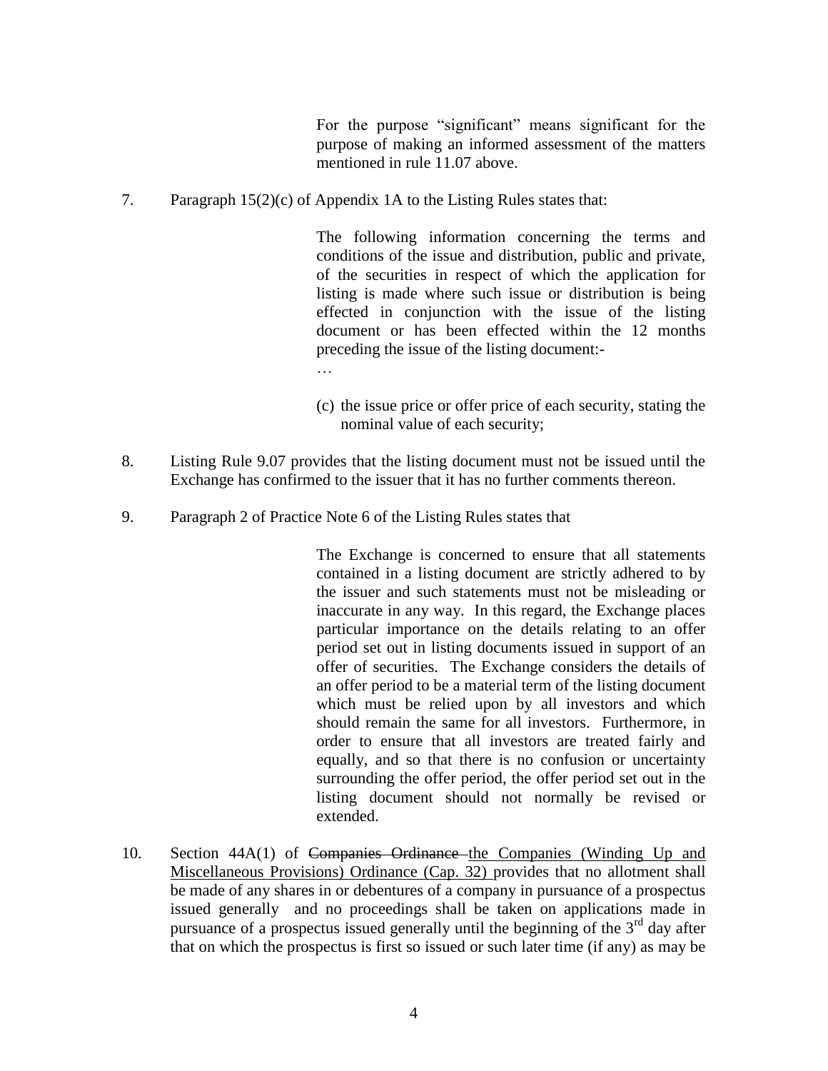> For the purpose "significant" means significant for the purpose of making an informed assessment of the matters mentioned in rule 11.07 above.

7. Paragraph 15(2)(c) of Appendix 1A to the Listing Rules states that:

> The following information concerning the terms and conditions of the issue and distribution, public and private, of the securities in respect of which the application for listing is made where such issue or distribution is being effected in conjunction with the issue of the listing document or has been effected within the 12 months preceding the issue of the listing document:-
>
> …
>
> (c) the issue price or offer price of each security, stating the nominal value of each security;

8. Listing Rule 9.07 provides that the listing document must not be issued until the Exchange has confirmed to the issuer that it has no further comments thereon.

9. Paragraph 2 of Practice Note 6 of the Listing Rules states that

> The Exchange is concerned to ensure that all statements contained in a listing document are strictly adhered to by the issuer and such statements must not be misleading or inaccurate in any way. In this regard, the Exchange places particular importance on the details relating to an offer period set out in listing documents issued in support of an offer of securities. The Exchange considers the details of an offer period to be a material term of the listing document which must be relied upon by all investors and which should remain the same for all investors. Furthermore, in order to ensure that all investors are treated fairly and equally, and so that there is no confusion or uncertainty surrounding the offer period, the offer period set out in the listing document should not normally be revised or extended.

10. Section 44A(1) of ~~Companies Ordinance~~ <u>the Companies (Winding Up and Miscellaneous Provisions) Ordinance (Cap. 32)</u> provides that no allotment shall be made of any shares in or debentures of a company in pursuance of a prospectus issued generally and no proceedings shall be taken on applications made in pursuance of a prospectus issued generally until the beginning of the 3rd day after that on which the prospectus is first so issued or such later time (if any) as may be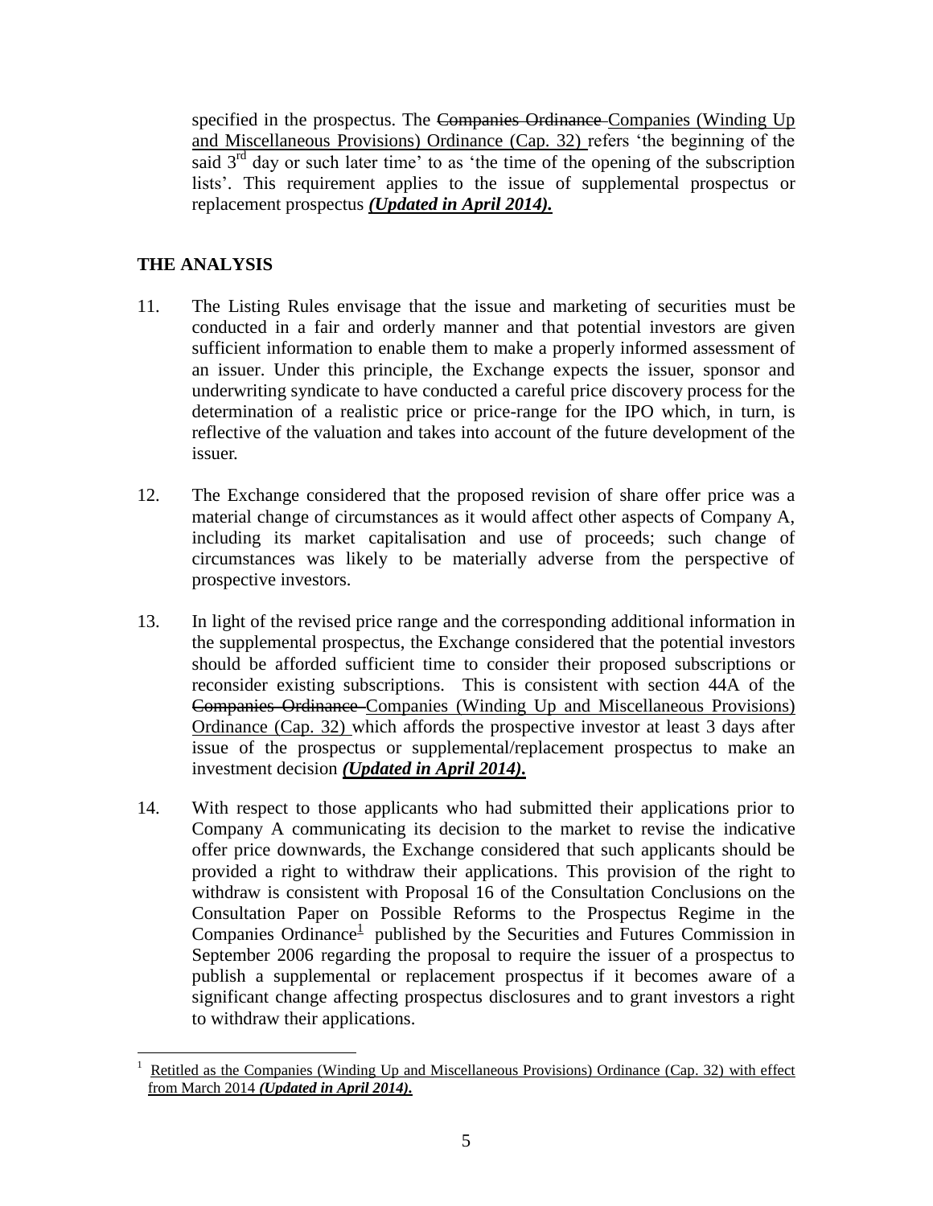specified in the prospectus. The ~~Companies Ordinance~~ <u>Companies (Winding Up and Miscellaneous Provisions) Ordinance (Cap. 32)</u> refers 'the beginning of the said 3rd day or such later time' to as 'the time of the opening of the subscription lists'. This requirement applies to the issue of supplemental prospectus or replacement prospectus ***<u>(Updated in April 2014).</u>***

**THE ANALYSIS**

11. The Listing Rules envisage that the issue and marketing of securities must be conducted in a fair and orderly manner and that potential investors are given sufficient information to enable them to make a properly informed assessment of an issuer. Under this principle, the Exchange expects the issuer, sponsor and underwriting syndicate to have conducted a careful price discovery process for the determination of a realistic price or price-range for the IPO which, in turn, is reflective of the valuation and takes into account of the future development of the issuer.

12. The Exchange considered that the proposed revision of share offer price was a material change of circumstances as it would affect other aspects of Company A, including its market capitalisation and use of proceeds; such change of circumstances was likely to be materially adverse from the perspective of prospective investors.

13. In light of the revised price range and the corresponding additional information in the supplemental prospectus, the Exchange considered that the potential investors should be afforded sufficient time to consider their proposed subscriptions or reconsider existing subscriptions. This is consistent with section 44A of the ~~Companies Ordinance~~ <u>Companies (Winding Up and Miscellaneous Provisions) Ordinance (Cap. 32)</u> which affords the prospective investor at least 3 days after issue of the prospectus or supplemental/replacement prospectus to make an investment decision ***<u>(Updated in April 2014)</u>.***

14. With respect to those applicants who had submitted their applications prior to Company A communicating its decision to the market to revise the indicative offer price downwards, the Exchange considered that such applicants should be provided a right to withdraw their applications. This provision of the right to withdraw is consistent with Proposal 16 of the Consultation Conclusions on the Consultation Paper on Possible Reforms to the Prospectus Regime in the Companies Ordinance[1] published by the Securities and Futures Commission in September 2006 regarding the proposal to require the issuer of a prospectus to publish a supplemental or replacement prospectus if it becomes aware of a significant change affecting prospectus disclosures and to grant investors a right to withdraw their applications.

---

[1] <u>Retitled as the Companies (Winding Up and Miscellaneous Provisions) Ordinance (Cap. 32) with effect from March 2014</u> ***<u>(Updated in April 2014).</u>***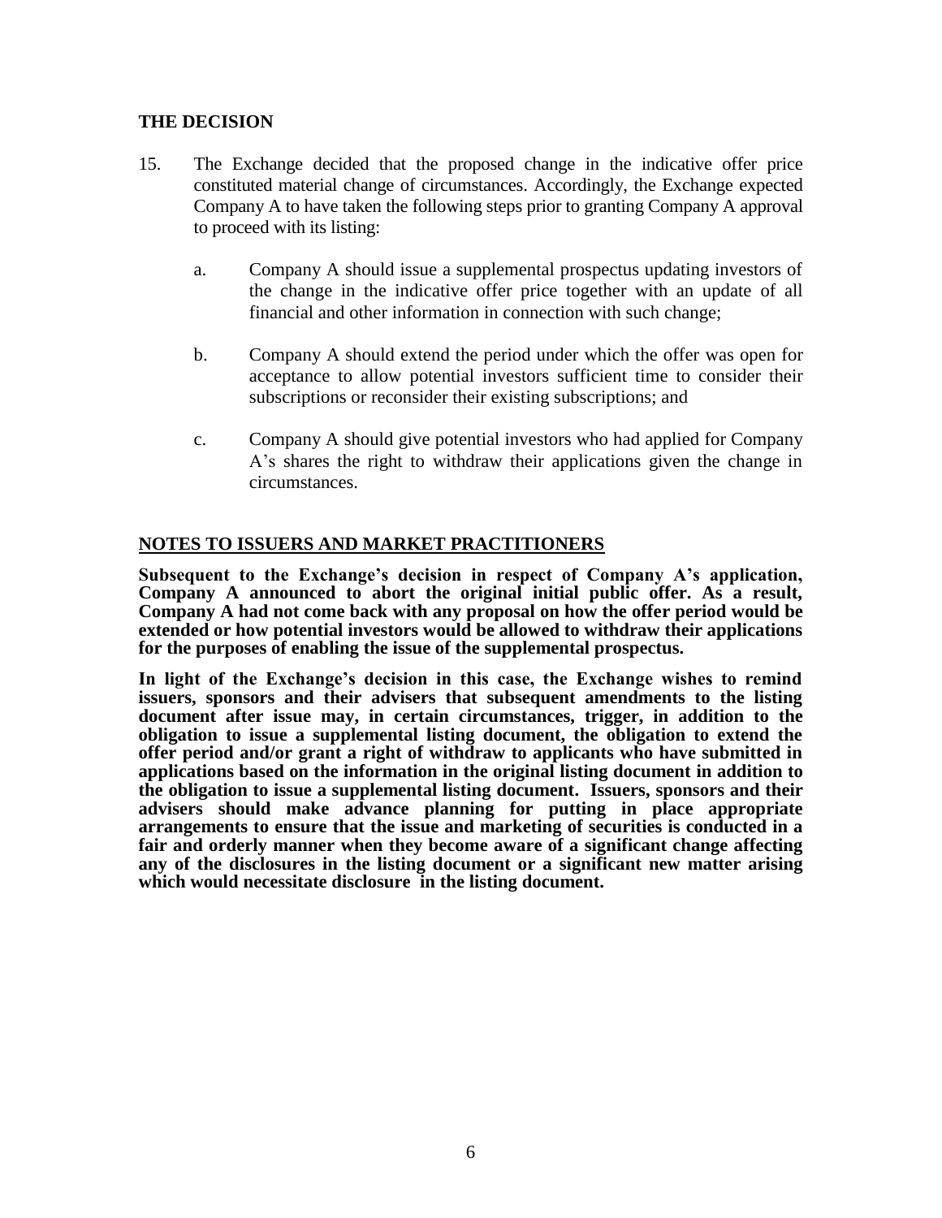## THE DECISION

15. The Exchange decided that the proposed change in the indicative offer price constituted material change of circumstances. Accordingly, the Exchange expected Company A to have taken the following steps prior to granting Company A approval to proceed with its listing:

    a. Company A should issue a supplemental prospectus updating investors of the change in the indicative offer price together with an update of all financial and other information in connection with such change;

    b. Company A should extend the period under which the offer was open for acceptance to allow potential investors sufficient time to consider their subscriptions or reconsider their existing subscriptions; and

    c. Company A should give potential investors who had applied for Company A's shares the right to withdraw their applications given the change in circumstances.

## NOTES TO ISSUERS AND MARKET PRACTITIONERS

**Subsequent to the Exchange's decision in respect of Company A's application, Company A announced to abort the original initial public offer. As a result, Company A had not come back with any proposal on how the offer period would be extended or how potential investors would be allowed to withdraw their applications for the purposes of enabling the issue of the supplemental prospectus.**

**In light of the Exchange's decision in this case, the Exchange wishes to remind issuers, sponsors and their advisers that subsequent amendments to the listing document after issue may, in certain circumstances, trigger, in addition to the obligation to issue a supplemental listing document, the obligation to extend the offer period and/or grant a right of withdraw to applicants who have submitted in applications based on the information in the original listing document in addition to the obligation to issue a supplemental listing document. Issuers, sponsors and their advisers should make advance planning for putting in place appropriate arrangements to ensure that the issue and marketing of securities is conducted in a fair and orderly manner when they become aware of a significant change affecting any of the disclosures in the listing document or a significant new matter arising which would necessitate disclosure in the listing document.**